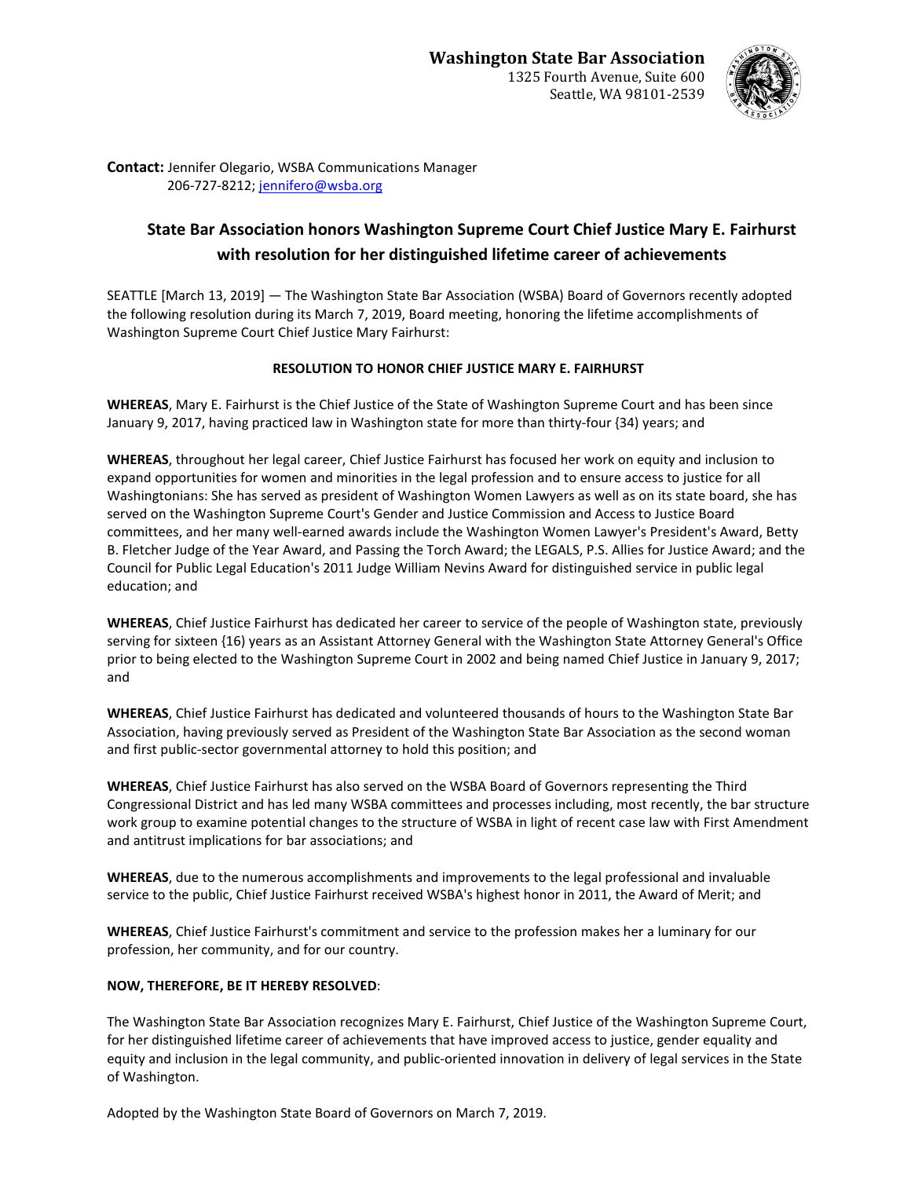**Washington State Bar Association**
1325 Fourth Avenue, Suite 600
Seattle, WA 98101-2539

**Contact:** Jennifer Olegario, WSBA Communications Manager
206-727-8212; jennifero@wsba.org

## State Bar Association honors Washington Supreme Court Chief Justice Mary E. Fairhurst with resolution for her distinguished lifetime career of achievements

SEATTLE [March 13, 2019] — The Washington State Bar Association (WSBA) Board of Governors recently adopted the following resolution during its March 7, 2019, Board meeting, honoring the lifetime accomplishments of Washington Supreme Court Chief Justice Mary Fairhurst:

### RESOLUTION TO HONOR CHIEF JUSTICE MARY E. FAIRHURST

**WHEREAS**, Mary E. Fairhurst is the Chief Justice of the State of Washington Supreme Court and has been since January 9, 2017, having practiced law in Washington state for more than thirty-four {34) years; and

**WHEREAS**, throughout her legal career, Chief Justice Fairhurst has focused her work on equity and inclusion to expand opportunities for women and minorities in the legal profession and to ensure access to justice for all Washingtonians: She has served as president of Washington Women Lawyers as well as on its state board, she has served on the Washington Supreme Court's Gender and Justice Commission and Access to Justice Board committees, and her many well-earned awards include the Washington Women Lawyer's President's Award, Betty B. Fletcher Judge of the Year Award, and Passing the Torch Award; the LEGALS, P.S. Allies for Justice Award; and the Council for Public Legal Education's 2011 Judge William Nevins Award for distinguished service in public legal education; and

**WHEREAS**, Chief Justice Fairhurst has dedicated her career to service of the people of Washington state, previously serving for sixteen {16) years as an Assistant Attorney General with the Washington State Attorney General's Office prior to being elected to the Washington Supreme Court in 2002 and being named Chief Justice in January 9, 2017; and

**WHEREAS**, Chief Justice Fairhurst has dedicated and volunteered thousands of hours to the Washington State Bar Association, having previously served as President of the Washington State Bar Association as the second woman and first public-sector governmental attorney to hold this position; and

**WHEREAS**, Chief Justice Fairhurst has also served on the WSBA Board of Governors representing the Third Congressional District and has led many WSBA committees and processes including, most recently, the bar structure work group to examine potential changes to the structure of WSBA in light of recent case law with First Amendment and antitrust implications for bar associations; and

**WHEREAS**, due to the numerous accomplishments and improvements to the legal professional and invaluable service to the public, Chief Justice Fairhurst received WSBA's highest honor in 2011, the Award of Merit; and

**WHEREAS**, Chief Justice Fairhurst's commitment and service to the profession makes her a luminary for our profession, her community, and for our country.

**NOW, THEREFORE, BE IT HEREBY RESOLVED**:

The Washington State Bar Association recognizes Mary E. Fairhurst, Chief Justice of the Washington Supreme Court, for her distinguished lifetime career of achievements that have improved access to justice, gender equality and equity and inclusion in the legal community, and public-oriented innovation in delivery of legal services in the State of Washington.

Adopted by the Washington State Board of Governors on March 7, 2019.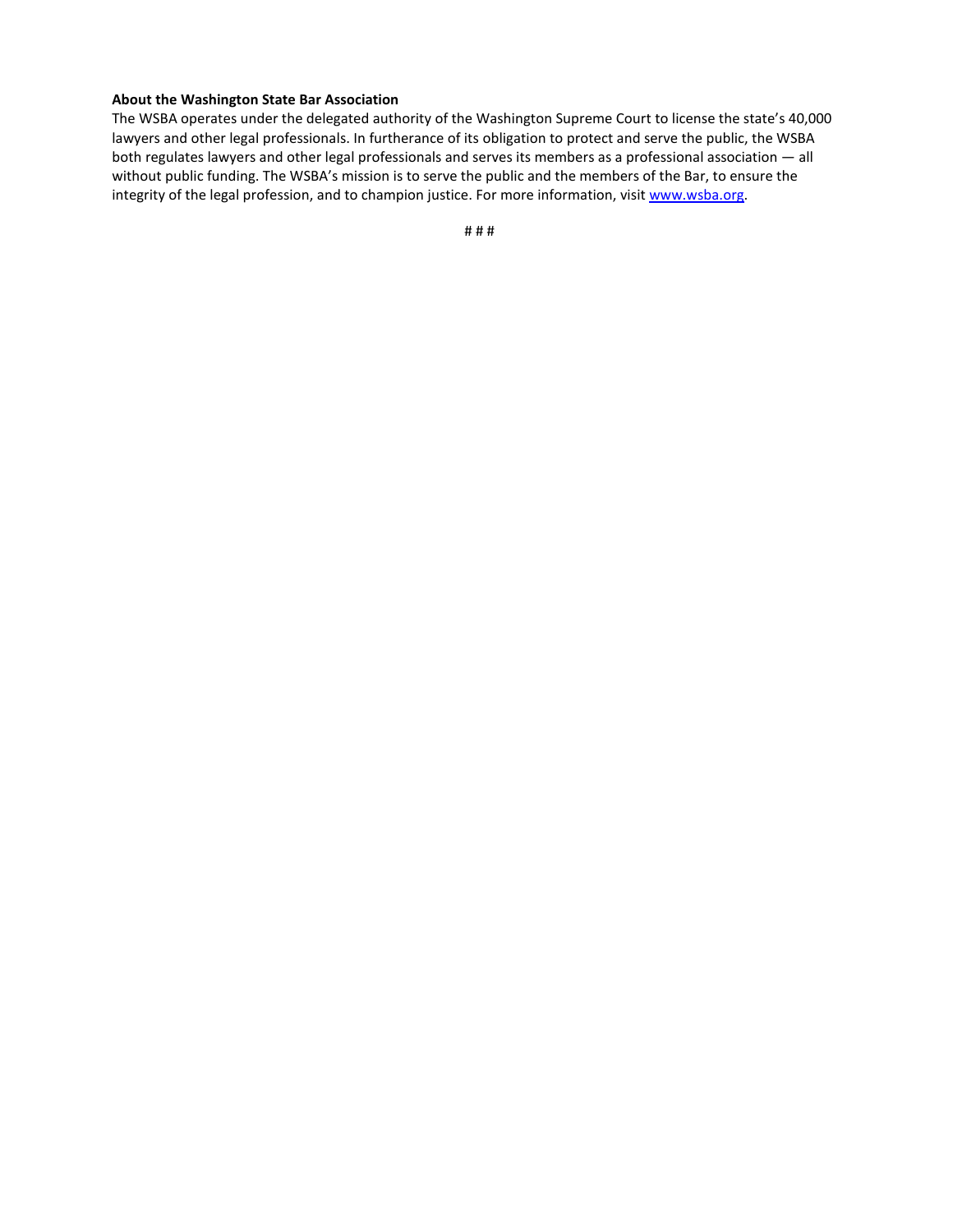**About the Washington State Bar Association**

The WSBA operates under the delegated authority of the Washington Supreme Court to license the state's 40,000 lawyers and other legal professionals. In furtherance of its obligation to protect and serve the public, the WSBA both regulates lawyers and other legal professionals and serves its members as a professional association — all without public funding. The WSBA's mission is to serve the public and the members of the Bar, to ensure the integrity of the legal profession, and to champion justice. For more information, visit [www.wsba.org](http://www.wsba.org).

# # #